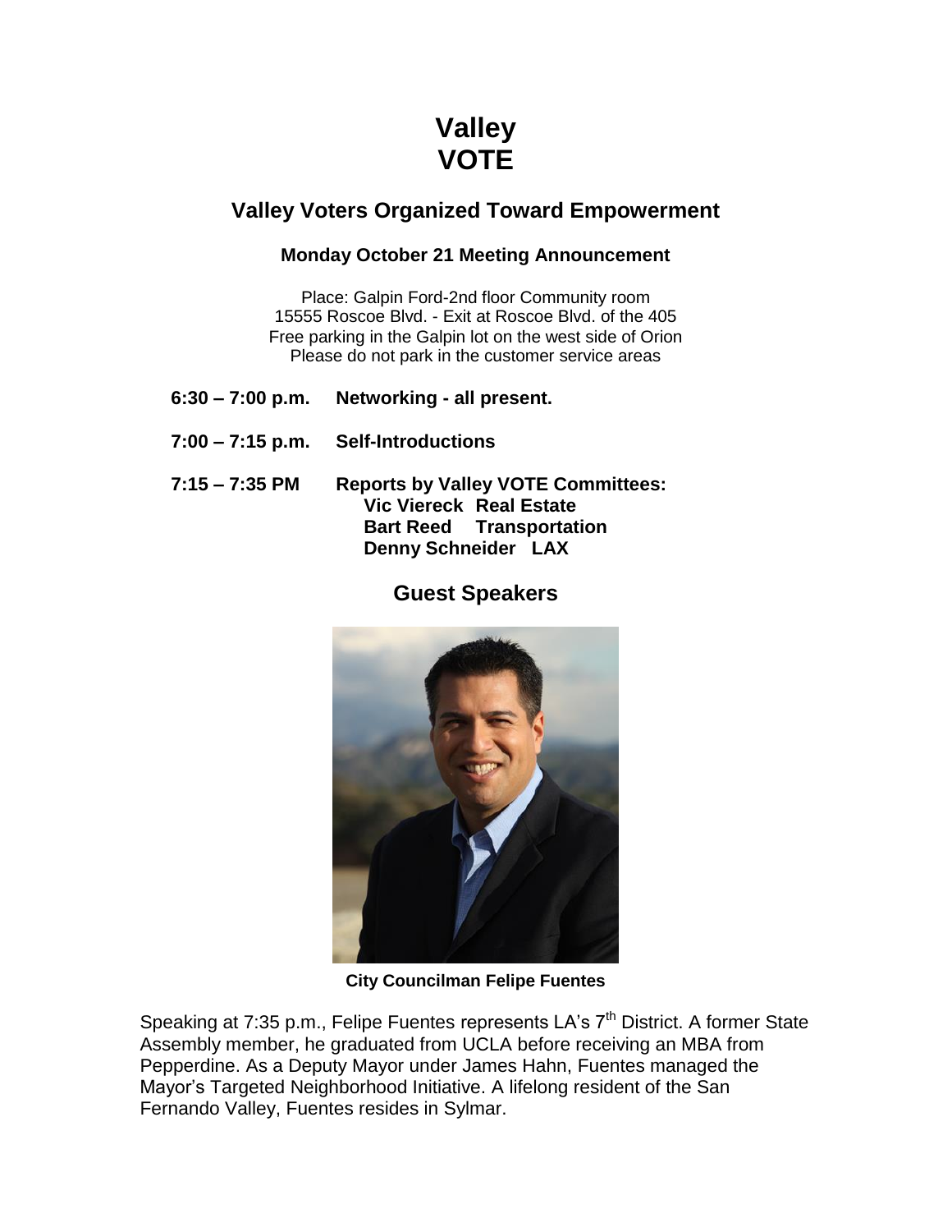# Valley VOTE

## Valley Voters Organized Toward Empowerment

### Monday October 21 Meeting Announcement

Place: Galpin Ford-2nd floor Community room
15555 Roscoe Blvd. - Exit at Roscoe Blvd. of the 405
Free parking in the Galpin lot on the west side of Orion
Please do not park in the customer service areas

**6:30 – 7:00 p.m.** **Networking - all present.**

**7:00 – 7:15 p.m.** **Self-Introductions**

**7:15 – 7:35 PM** **Reports by Valley VOTE Committees:**
- **Vic Viereck Real Estate**
- **Bart Reed Transportation**
- **Denny Schneider LAX**

## Guest Speakers

**City Councilman Felipe Fuentes**

Speaking at 7:35 p.m., Felipe Fuentes represents LA's 7th District. A former State Assembly member, he graduated from UCLA before receiving an MBA from Pepperdine. As a Deputy Mayor under James Hahn, Fuentes managed the Mayor's Targeted Neighborhood Initiative. A lifelong resident of the San Fernando Valley, Fuentes resides in Sylmar.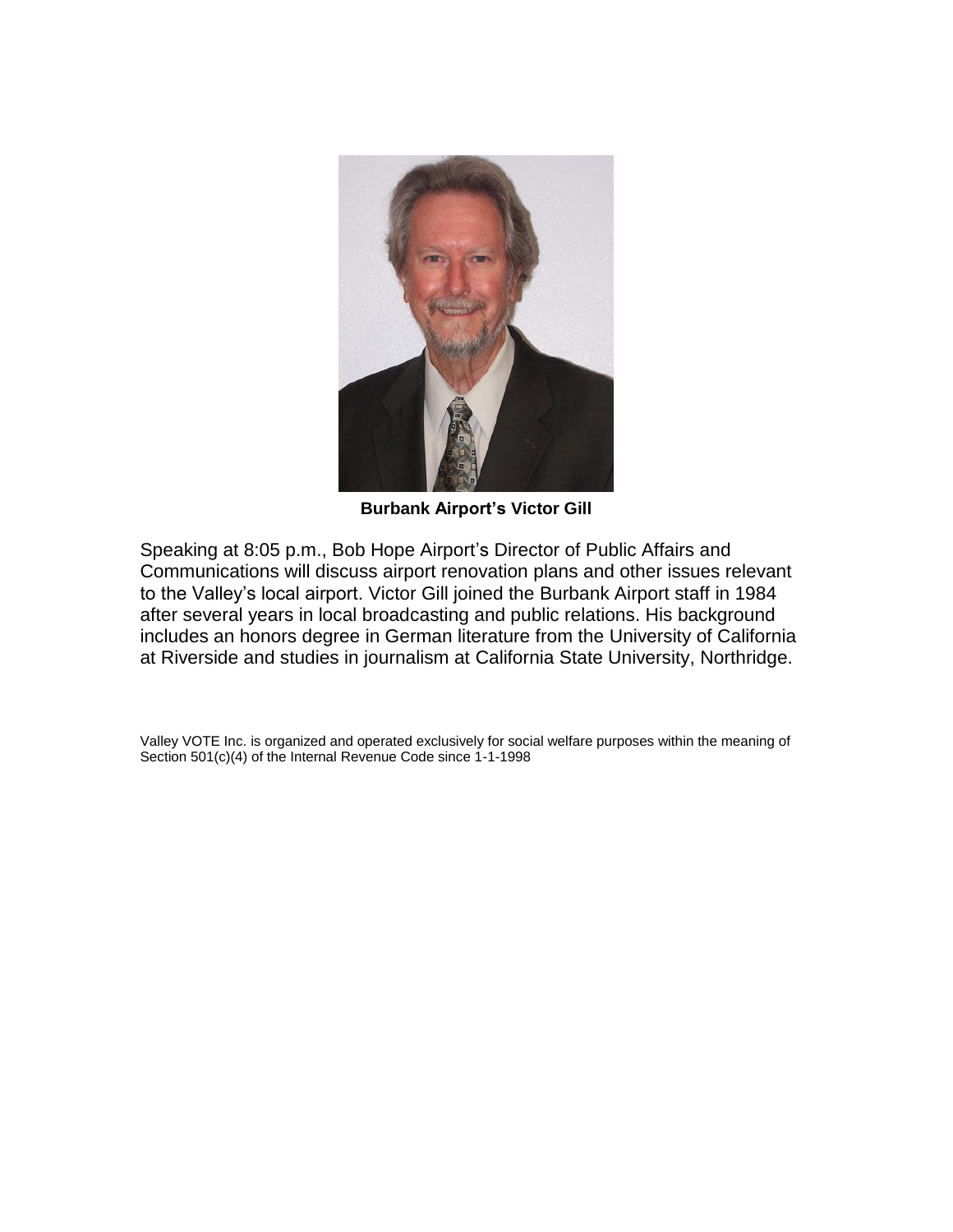**Burbank Airport's Victor Gill**

Speaking at 8:05 p.m., Bob Hope Airport's Director of Public Affairs and Communications will discuss airport renovation plans and other issues relevant to the Valley's local airport. Victor Gill joined the Burbank Airport staff in 1984 after several years in local broadcasting and public relations. His background includes an honors degree in German literature from the University of California at Riverside and studies in journalism at California State University, Northridge.

Valley VOTE Inc. is organized and operated exclusively for social welfare purposes within the meaning of Section 501(c)(4) of the Internal Revenue Code since 1-1-1998